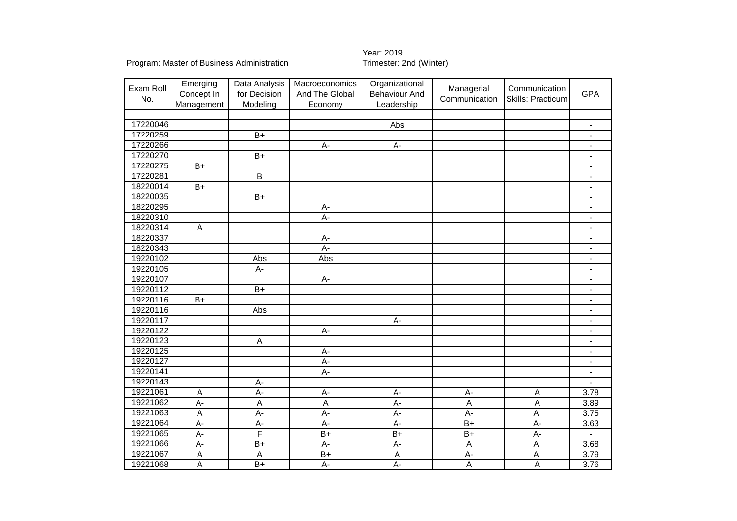Program: Master of Business Administration

Year: 2019

Trimester: 2nd (Winter)

| Exam Roll No. | Emerging Concept In Management | Data Analysis for Decision Modeling | Macroeconomics And The Global Economy | Organizational Behaviour And Leadership | Managerial Communication | Communication Skills: Practicum | GPA |
|---|---|---|---|---|---|---|---|
| | | | | | | | |
| 17220046 | | | | Abs | | | - |
| 17220259 | | B+ | | | | | - |
| 17220266 | | | A- | A- | | | - |
| 17220270 | | B+ | | | | | - |
| 17220275 | B+ | | | | | | - |
| 17220281 | | B | | | | | - |
| 18220014 | B+ | | | | | | - |
| 18220035 | | B+ | | | | | - |
| 18220295 | | | A- | | | | - |
| 18220310 | | | A- | | | | - |
| 18220314 | A | | | | | | - |
| 18220337 | | | A- | | | | - |
| 18220343 | | | A- | | | | - |
| 19220102 | | Abs | Abs | | | | - |
| 19220105 | | A- | | | | | - |
| 19220107 | | | A- | | | | - |
| 19220112 | | B+ | | | | | - |
| 19220116 | B+ | | | | | | - |
| 19220116 | | Abs | | | | | - |
| 19220117 | | | | A- | | | - |
| 19220122 | | | A- | | | | - |
| 19220123 | | A | | | | | - |
| 19220125 | | | A- | | | | - |
| 19220127 | | | A- | | | | - |
| 19220141 | | | A- | | | | - |
| 19220143 | | A- | | | | | - |
| 19221061 | A | A- | A- | A- | A- | A | 3.78 |
| 19221062 | A- | A | A | A- | A | A | 3.89 |
| 19221063 | A | A- | A- | A- | A- | A | 3.75 |
| 19221064 | A- | A- | A- | A- | B+ | A- | 3.63 |
| 19221065 | A- | F | B+ | B+ | B+ | A- | - |
| 19221066 | A- | B+ | A- | A- | A | A | 3.68 |
| 19221067 | A | A | B+ | A | A- | A | 3.79 |
| 19221068 | A | B+ | A- | A- | A | A | 3.76 |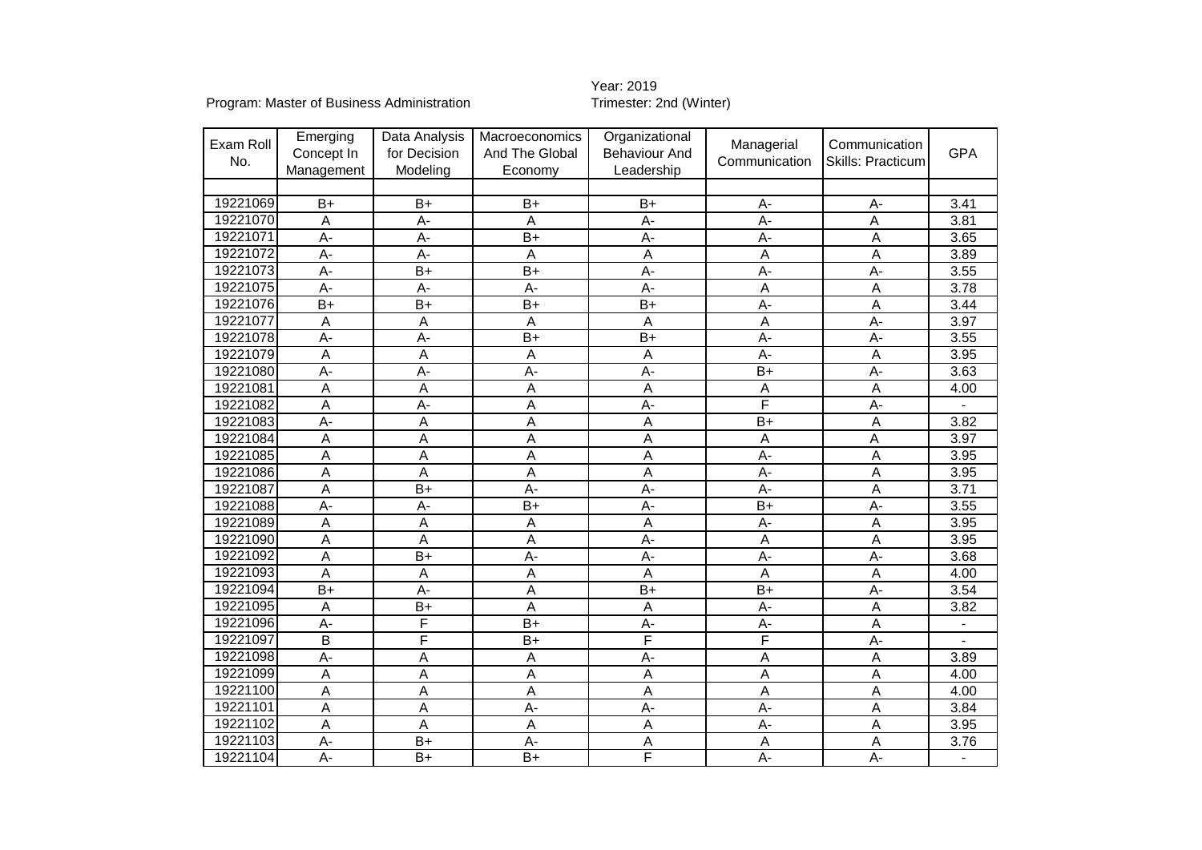Program: Master of Business Administration

Year: 2019
Trimester: 2nd (Winter)

| Exam Roll No. | Emerging Concept In Management | Data Analysis for Decision Modeling | Macroeconomics And The Global Economy | Organizational Behaviour And Leadership | Managerial Communication | Communication Skills: Practicum | GPA |
|---|---|---|---|---|---|---|---|
| | | | | | | | |
| 19221069 | B+ | B+ | B+ | B+ | A- | A- | 3.41 |
| 19221070 | A | A- | A | A- | A- | A | 3.81 |
| 19221071 | A- | A- | B+ | A- | A- | A | 3.65 |
| 19221072 | A- | A- | A | A | A | A | 3.89 |
| 19221073 | A- | B+ | B+ | A- | A- | A- | 3.55 |
| 19221075 | A- | A- | A- | A- | A | A | 3.78 |
| 19221076 | B+ | B+ | B+ | B+ | A- | A | 3.44 |
| 19221077 | A | A | A | A | A | A- | 3.97 |
| 19221078 | A- | A- | B+ | B+ | A- | A- | 3.55 |
| 19221079 | A | A | A | A | A- | A | 3.95 |
| 19221080 | A- | A- | A- | A- | B+ | A- | 3.63 |
| 19221081 | A | A | A | A | A | A | 4.00 |
| 19221082 | A | A- | A | A- | F | A- | - |
| 19221083 | A- | A | A | A | B+ | A | 3.82 |
| 19221084 | A | A | A | A | A | A | 3.97 |
| 19221085 | A | A | A | A | A- | A | 3.95 |
| 19221086 | A | A | A | A | A- | A | 3.95 |
| 19221087 | A | B+ | A- | A- | A- | A | 3.71 |
| 19221088 | A- | A- | B+ | A- | B+ | A- | 3.55 |
| 19221089 | A | A | A | A | A- | A | 3.95 |
| 19221090 | A | A | A | A- | A | A | 3.95 |
| 19221092 | A | B+ | A- | A- | A- | A- | 3.68 |
| 19221093 | A | A | A | A | A | A | 4.00 |
| 19221094 | B+ | A- | A | B+ | B+ | A- | 3.54 |
| 19221095 | A | B+ | A | A | A- | A | 3.82 |
| 19221096 | A- | F | B+ | A- | A- | A | - |
| 19221097 | B | F | B+ | F | F | A- | - |
| 19221098 | A- | A | A | A- | A | A | 3.89 |
| 19221099 | A | A | A | A | A | A | 4.00 |
| 19221100 | A | A | A | A | A | A | 4.00 |
| 19221101 | A | A | A- | A- | A- | A | 3.84 |
| 19221102 | A | A | A | A | A- | A | 3.95 |
| 19221103 | A- | B+ | A- | A | A | A | 3.76 |
| 19221104 | A- | B+ | B+ | F | A- | A- | - |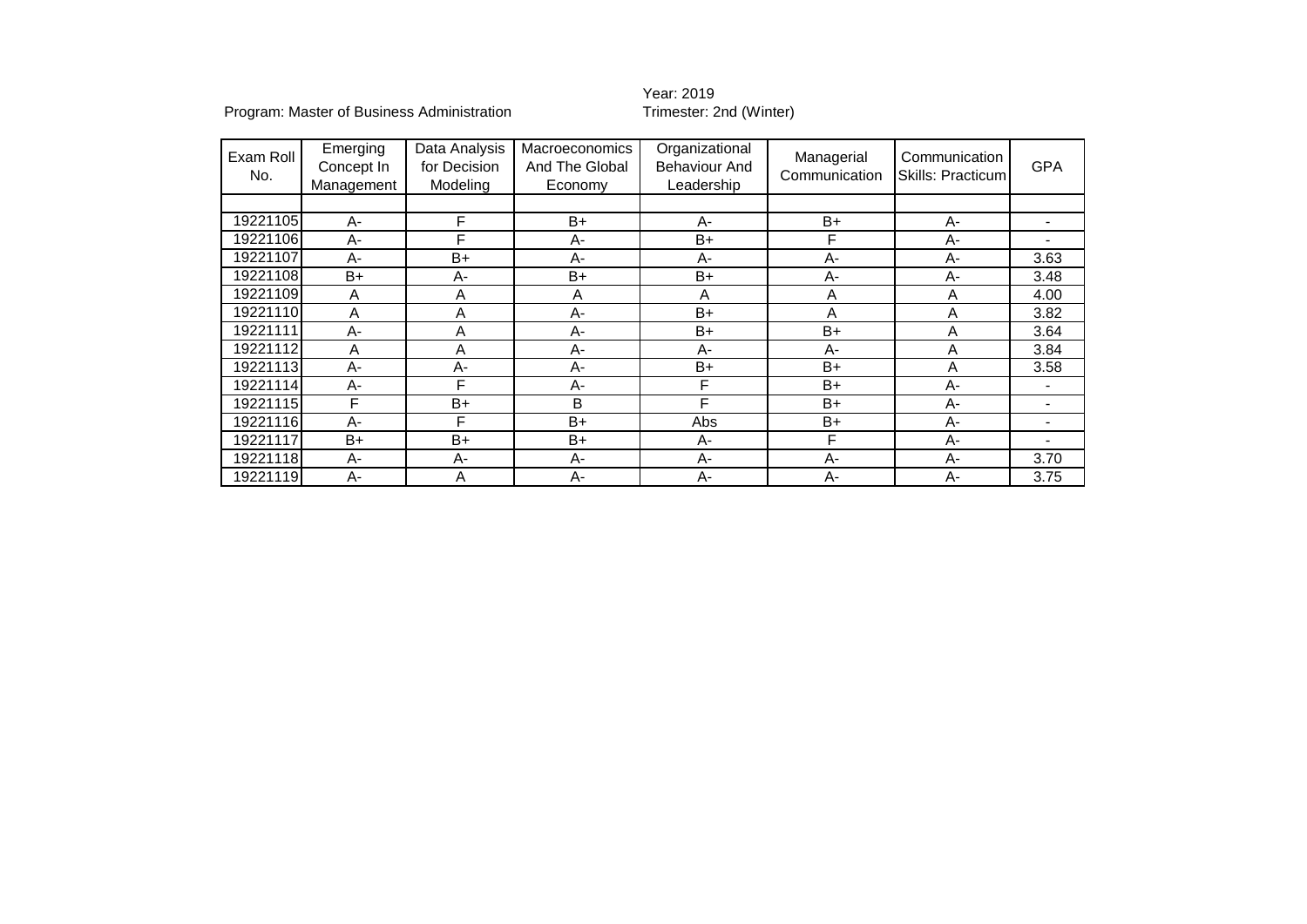Program: Master of Business Administration

Year: 2019
Trimester: 2nd (Winter)

| Exam Roll No. | Emerging Concept In Management | Data Analysis for Decision Modeling | Macroeconomics And The Global Economy | Organizational Behaviour And Leadership | Managerial Communication | Communication Skills: Practicum | GPA |
|---|---|---|---|---|---|---|---|
| | | | | | | | |
| 19221105 | A- | F | B+ | A- | B+ | A- | - |
| 19221106 | A- | F | A- | B+ | F | A- | - |
| 19221107 | A- | B+ | A- | A- | A- | A- | 3.63 |
| 19221108 | B+ | A- | B+ | B+ | A- | A- | 3.48 |
| 19221109 | A | A | A | A | A | A | 4.00 |
| 19221110 | A | A | A- | B+ | A | A | 3.82 |
| 19221111 | A- | A | A- | B+ | B+ | A | 3.64 |
| 19221112 | A | A | A- | A- | A- | A | 3.84 |
| 19221113 | A- | A- | A- | B+ | B+ | A | 3.58 |
| 19221114 | A- | F | A- | F | B+ | A- | - |
| 19221115 | F | B+ | B | F | B+ | A- | - |
| 19221116 | A- | F | B+ | Abs | B+ | A- | - |
| 19221117 | B+ | B+ | B+ | A- | F | A- | - |
| 19221118 | A- | A- | A- | A- | A- | A- | 3.70 |
| 19221119 | A- | A | A- | A- | A- | A- | 3.75 |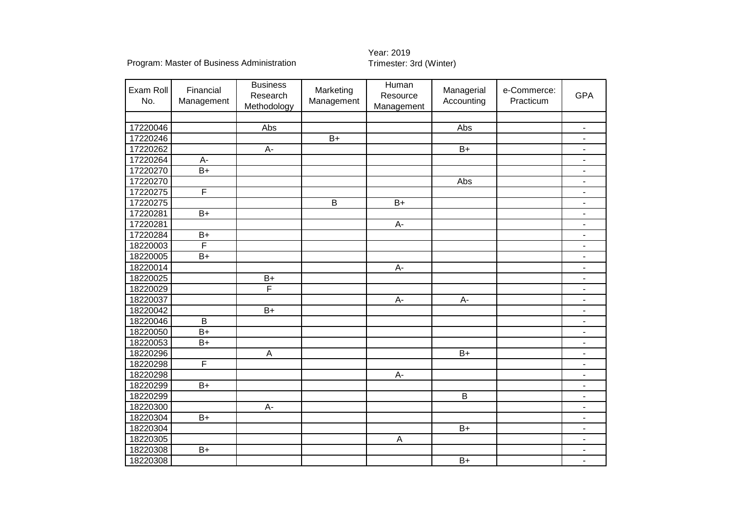Program: Master of Business Administration

Year: 2019
Trimester: 3rd (Winter)

| Exam Roll No. | Financial Management | Business Research Methodology | Marketing Management | Human Resource Management | Managerial Accounting | e-Commerce: Practicum | GPA |
|---|---|---|---|---|---|---|---|
| | | | | | | | |
| 17220046 | | Abs | | | Abs | | - |
| 17220246 | | | B+ | | | | - |
| 17220262 | | A- | | | B+ | | - |
| 17220264 | A- | | | | | | - |
| 17220270 | B+ | | | | | | - |
| 17220270 | | | | | Abs | | - |
| 17220275 | F | | | | | | - |
| 17220275 | | | B | B+ | | | - |
| 17220281 | B+ | | | | | | - |
| 17220281 | | | | A- | | | - |
| 17220284 | B+ | | | | | | - |
| 18220003 | F | | | | | | - |
| 18220005 | B+ | | | | | | - |
| 18220014 | | | | A- | | | - |
| 18220025 | | B+ | | | | | - |
| 18220029 | | F | | | | | - |
| 18220037 | | | | A- | A- | | - |
| 18220042 | | B+ | | | | | - |
| 18220046 | B | | | | | | - |
| 18220050 | B+ | | | | | | - |
| 18220053 | B+ | | | | | | - |
| 18220296 | | A | | | B+ | | - |
| 18220298 | F | | | | | | - |
| 18220298 | | | | A- | | | - |
| 18220299 | B+ | | | | | | - |
| 18220299 | | | | | B | | - |
| 18220300 | | A- | | | | | - |
| 18220304 | B+ | | | | | | - |
| 18220304 | | | | | B+ | | - |
| 18220305 | | | | A | | | - |
| 18220308 | B+ | | | | | | - |
| 18220308 | | | | | B+ | | - |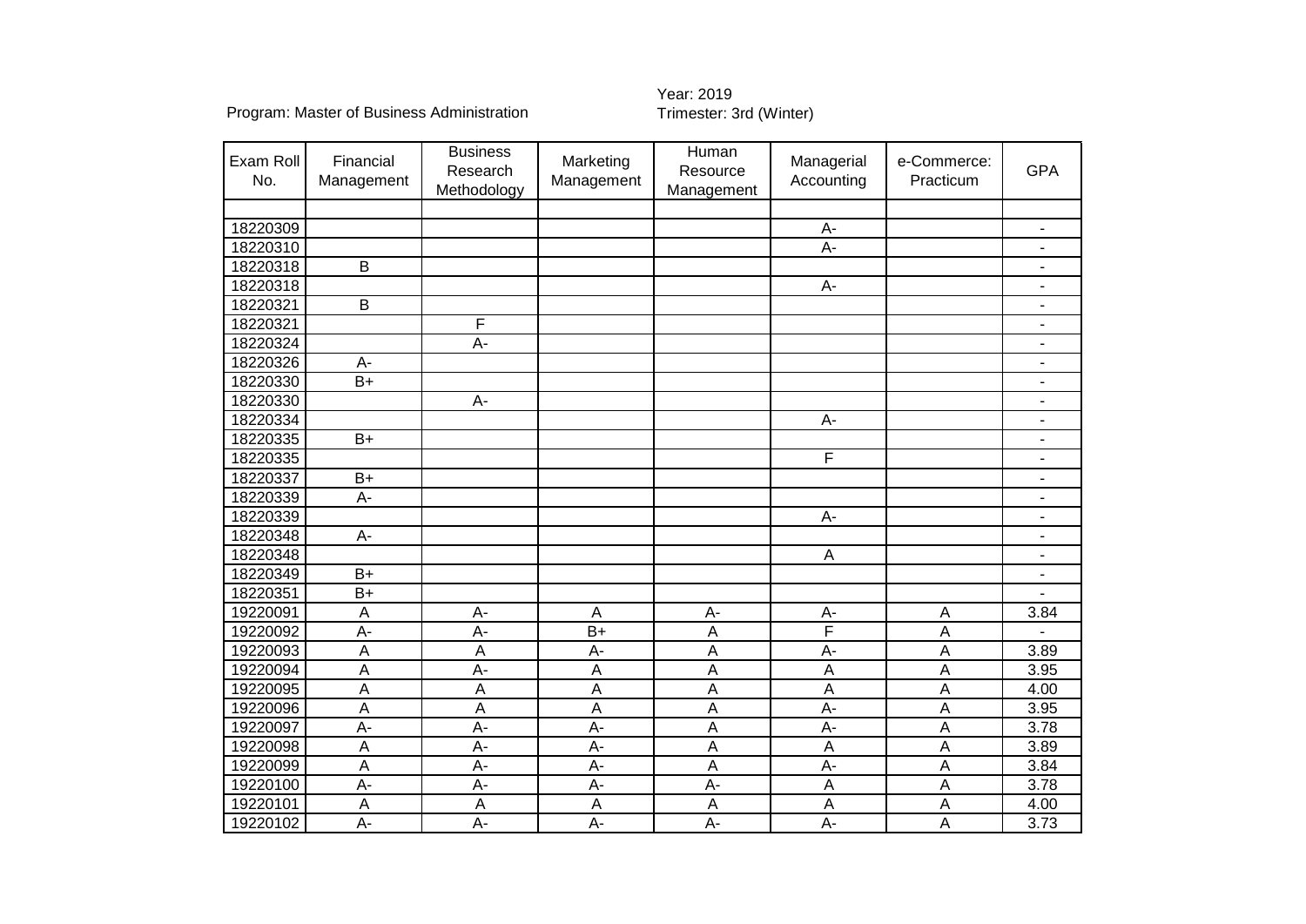Program: Master of Business Administration

Year: 2019
Trimester: 3rd (Winter)

| Exam Roll No. | Financial Management | Business Research Methodology | Marketing Management | Human Resource Management | Managerial Accounting | e-Commerce: Practicum | GPA |
|---|---|---|---|---|---|---|---|
| | | | | | | | |
| 18220309 | | | | | A- | | - |
| 18220310 | | | | | A- | | - |
| 18220318 | B | | | | | | - |
| 18220318 | | | | | A- | | - |
| 18220321 | B | | | | | | - |
| 18220321 | | F | | | | | - |
| 18220324 | | A- | | | | | - |
| 18220326 | A- | | | | | | - |
| 18220330 | B+ | | | | | | - |
| 18220330 | | A- | | | | | - |
| 18220334 | | | | | A- | | - |
| 18220335 | B+ | | | | | | - |
| 18220335 | | | | | F | | - |
| 18220337 | B+ | | | | | | - |
| 18220339 | A- | | | | | | - |
| 18220339 | | | | | A- | | - |
| 18220348 | A- | | | | | | - |
| 18220348 | | | | | A | | - |
| 18220349 | B+ | | | | | | - |
| 18220351 | B+ | | | | | | - |
| 19220091 | A | A- | A | A- | A- | A | 3.84 |
| 19220092 | A- | A- | B+ | A | F | A | - |
| 19220093 | A | A | A- | A | A- | A | 3.89 |
| 19220094 | A | A- | A | A | A | A | 3.95 |
| 19220095 | A | A | A | A | A | A | 4.00 |
| 19220096 | A | A | A | A | A- | A | 3.95 |
| 19220097 | A- | A- | A- | A | A- | A | 3.78 |
| 19220098 | A | A- | A- | A | A | A | 3.89 |
| 19220099 | A | A- | A- | A | A- | A | 3.84 |
| 19220100 | A- | A- | A- | A- | A | A | 3.78 |
| 19220101 | A | A | A | A | A | A | 4.00 |
| 19220102 | A- | A- | A- | A- | A- | A | 3.73 |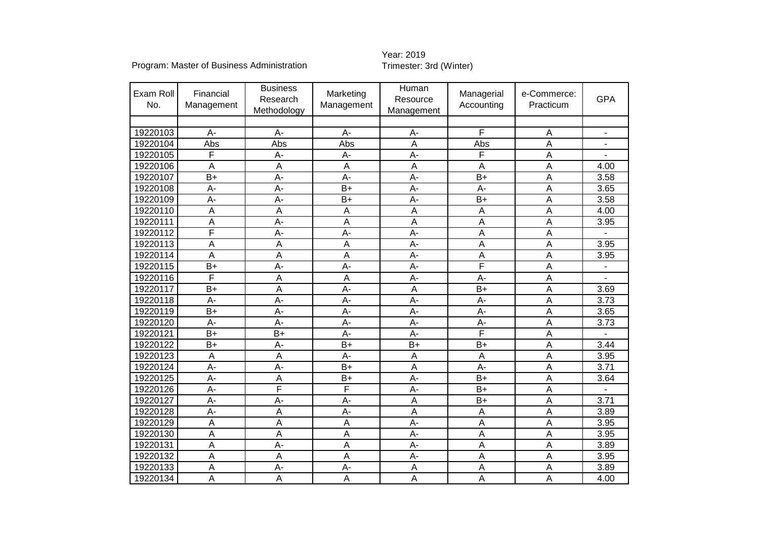Program: Master of Business Administration

Year: 2019
Trimester: 3rd (Winter)

| Exam Roll No. | Financial Management | Business Research Methodology | Marketing Management | Human Resource Management | Managerial Accounting | e-Commerce: Practicum | GPA |
|---|---|---|---|---|---|---|---|
| | | | | | | | |
| 19220103 | A- | A- | A- | A- | F | A | - |
| 19220104 | Abs | Abs | Abs | A | Abs | A | - |
| 19220105 | F | A- | A- | A- | F | A | - |
| 19220106 | A | A | A | A | A | A | 4.00 |
| 19220107 | B+ | A- | A- | A- | B+ | A | 3.58 |
| 19220108 | A- | A- | B+ | A- | A- | A | 3.65 |
| 19220109 | A- | A- | B+ | A- | B+ | A | 3.58 |
| 19220110 | A | A | A | A | A | A | 4.00 |
| 19220111 | A | A- | A | A | A | A | 3.95 |
| 19220112 | F | A- | A- | A- | A | A | - |
| 19220113 | A | A | A | A- | A | A | 3.95 |
| 19220114 | A | A | A | A- | A | A | 3.95 |
| 19220115 | B+ | A- | A- | A- | F | A | - |
| 19220116 | F | A | A | A- | A- | A | - |
| 19220117 | B+ | A | A- | A | B+ | A | 3.69 |
| 19220118 | A- | A- | A- | A- | A- | A | 3.73 |
| 19220119 | B+ | A- | A- | A- | A- | A | 3.65 |
| 19220120 | A- | A- | A- | A- | A- | A | 3.73 |
| 19220121 | B+ | B+ | A- | A- | F | A | - |
| 19220122 | B+ | A- | B+ | B+ | B+ | A | 3.44 |
| 19220123 | A | A | A- | A | A | A | 3.95 |
| 19220124 | A- | A- | B+ | A | A- | A | 3.71 |
| 19220125 | A- | A | B+ | A- | B+ | A | 3.64 |
| 19220126 | A- | F | F | A- | B+ | A | - |
| 19220127 | A- | A- | A- | A | B+ | A | 3.71 |
| 19220128 | A- | A | A- | A | A | A | 3.89 |
| 19220129 | A | A | A | A- | A | A | 3.95 |
| 19220130 | A | A | A | A- | A | A | 3.95 |
| 19220131 | A | A- | A | A- | A | A | 3.89 |
| 19220132 | A | A | A | A- | A | A | 3.95 |
| 19220133 | A | A- | A- | A | A | A | 3.89 |
| 19220134 | A | A | A | A | A | A | 4.00 |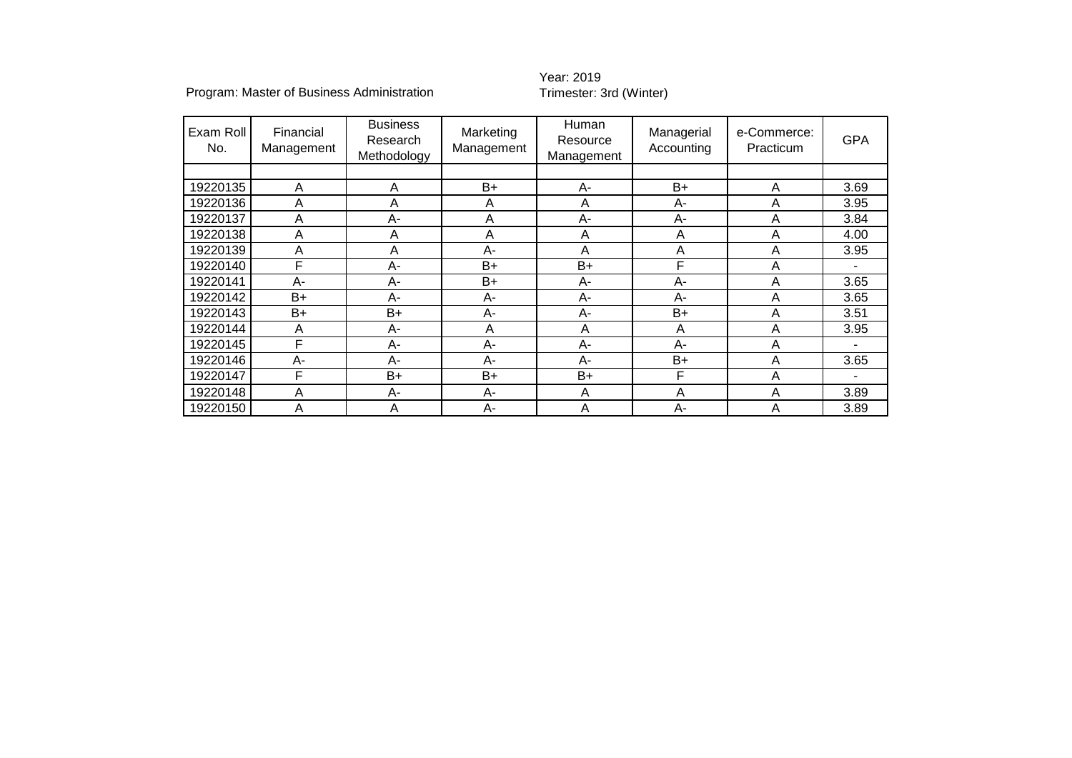Program: Master of Business Administration

Year: 2019
Trimester: 3rd (Winter)

| Exam Roll No. | Financial Management | Business Research Methodology | Marketing Management | Human Resource Management | Managerial Accounting | e-Commerce: Practicum | GPA |
|---|---|---|---|---|---|---|---|
| | | | | | | | |
| 19220135 | A | A | B+ | A- | B+ | A | 3.69 |
| 19220136 | A | A | A | A | A- | A | 3.95 |
| 19220137 | A | A- | A | A- | A- | A | 3.84 |
| 19220138 | A | A | A | A | A | A | 4.00 |
| 19220139 | A | A | A- | A | A | A | 3.95 |
| 19220140 | F | A- | B+ | B+ | F | A | - |
| 19220141 | A- | A- | B+ | A- | A- | A | 3.65 |
| 19220142 | B+ | A- | A- | A- | A- | A | 3.65 |
| 19220143 | B+ | B+ | A- | A- | B+ | A | 3.51 |
| 19220144 | A | A- | A | A | A | A | 3.95 |
| 19220145 | F | A- | A- | A- | A- | A | - |
| 19220146 | A- | A- | A- | A- | B+ | A | 3.65 |
| 19220147 | F | B+ | B+ | B+ | F | A | - |
| 19220148 | A | A- | A- | A | A | A | 3.89 |
| 19220150 | A | A | A- | A | A- | A | 3.89 |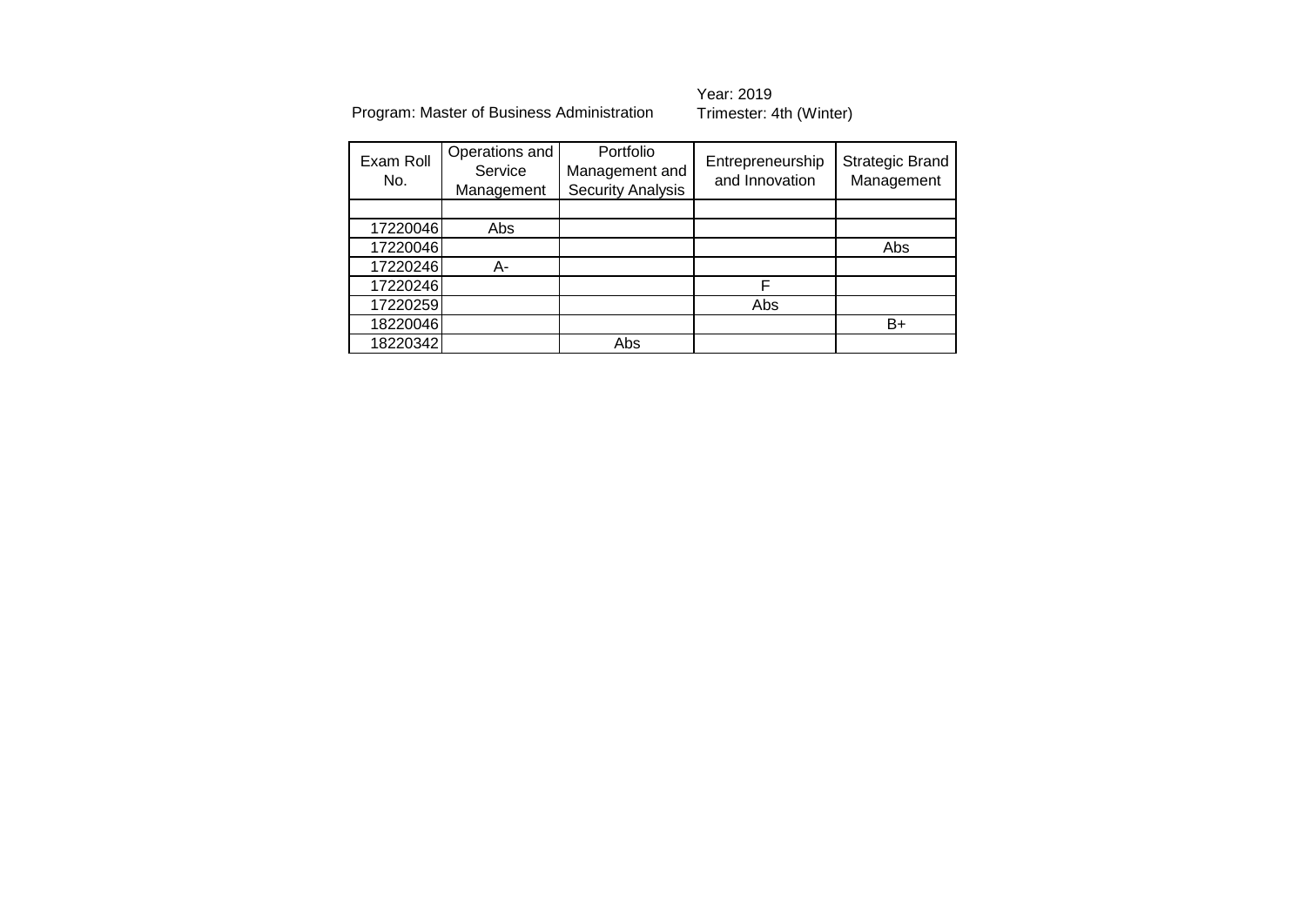Program: Master of Business Administration

Year: 2019
Trimester: 4th (Winter)

| Exam Roll No. | Operations and Service Management | Portfolio Management and Security Analysis | Entrepreneurship and Innovation | Strategic Brand Management |
|---|---|---|---|---|
| | | | | |
| 17220046 | Abs | | | |
| 17220046 | | | | Abs |
| 17220246 | A- | | | |
| 17220246 | | | F | |
| 17220259 | | | Abs | |
| 18220046 | | | | B+ |
| 18220342 | | Abs | | |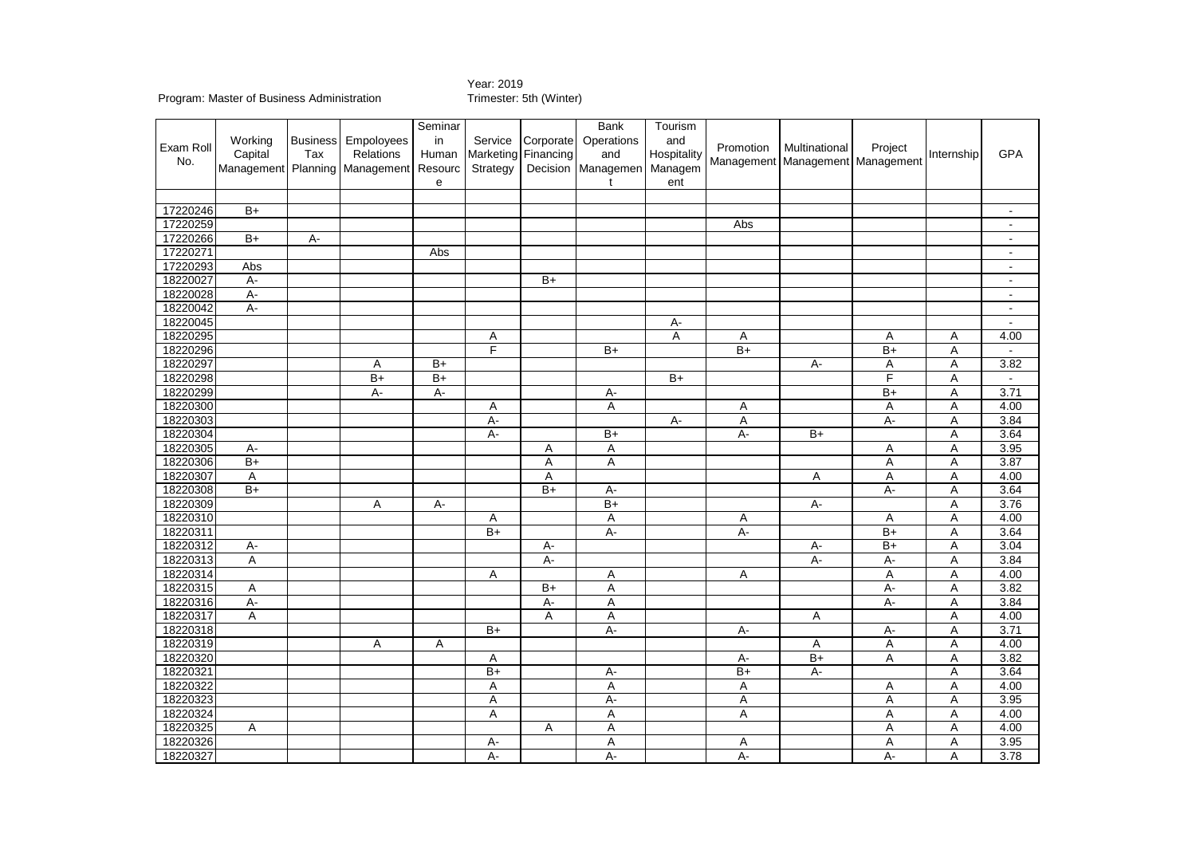Program: Master of Business Administration

Year: 2019
Trimester: 5th (Winter)

| Exam Roll No. | Working Capital Management | Business Tax Planning | Empoloyees Relations Management | Seminar in Human Resource | Service Marketing Strategy | Corporate Financing Decision | Bank Operations and Management | Tourism and Hospitality Management | Promotion Management | Multinational Management | Project Management | Internship | GPA |
|---|---|---|---|---|---|---|---|---|---|---|---|---|---|
| | | | | | | | | | | | | | |
| 17220246 | B+ | | | | | | | | | | | | - |
| 17220259 | | | | | | | | | Abs | | | | - |
| 17220266 | B+ | A- | | | | | | | | | | | - |
| 17220271 | | | | Abs | | | | | | | | | - |
| 17220293 | Abs | | | | | | | | | | | | - |
| 18220027 | A- | | | | | B+ | | | | | | | - |
| 18220028 | A- | | | | | | | | | | | | - |
| 18220042 | A- | | | | | | | | | | | | - |
| 18220045 | | | | | | | | A- | | | | | - |
| 18220295 | | | | | A | | | A | A | | A | A | 4.00 |
| 18220296 | | | | | F | | B+ | | B+ | | B+ | A | - |
| 18220297 | | | A | B+ | | | | | | A- | A | A | 3.82 |
| 18220298 | | | B+ | B+ | | | | B+ | | | F | A | - |
| 18220299 | | | A- | A- | | | A- | | | | B+ | A | 3.71 |
| 18220300 | | | | | A | | A | | A | | A | A | 4.00 |
| 18220303 | | | | | A- | | | A- | A | | A- | A | 3.84 |
| 18220304 | | | | | A- | | B+ | | A- | B+ | | A | 3.64 |
| 18220305 | A- | | | | | A | A | | | | A | A | 3.95 |
| 18220306 | B+ | | | | | A | A | | | | A | A | 3.87 |
| 18220307 | A | | | | | A | | | | A | A | A | 4.00 |
| 18220308 | B+ | | | | | B+ | A- | | | | A- | A | 3.64 |
| 18220309 | | | A | A- | | | B+ | | | A- | | A | 3.76 |
| 18220310 | | | | | A | | A | | A | | A | A | 4.00 |
| 18220311 | | | | | B+ | | A- | | A- | | B+ | A | 3.64 |
| 18220312 | A- | | | | | A- | | | | A- | B+ | A | 3.04 |
| 18220313 | A | | | | | A- | | | | A- | A- | A | 3.84 |
| 18220314 | | | | | A | | A | | A | | A | A | 4.00 |
| 18220315 | A | | | | | B+ | A | | | | A- | A | 3.82 |
| 18220316 | A- | | | | | A- | A | | | | A- | A | 3.84 |
| 18220317 | A | | | | | A | A | | | A | | A | 4.00 |
| 18220318 | | | | | B+ | | A- | | A- | | A- | A | 3.71 |
| 18220319 | | | A | A | | | | | | A | A | A | 4.00 |
| 18220320 | | | | | A | | | | A- | B+ | A | A | 3.82 |
| 18220321 | | | | | B+ | | A- | | B+ | A- | | A | 3.64 |
| 18220322 | | | | | A | | A | | A | | A | A | 4.00 |
| 18220323 | | | | | A | | A- | | A | | A | A | 3.95 |
| 18220324 | | | | | A | | A | | A | | A | A | 4.00 |
| 18220325 | A | | | | | A | A | | | | A | A | 4.00 |
| 18220326 | | | | | A- | | A | | A | | A | A | 3.95 |
| 18220327 | | | | | A- | | A- | | A- | | A- | A | 3.78 |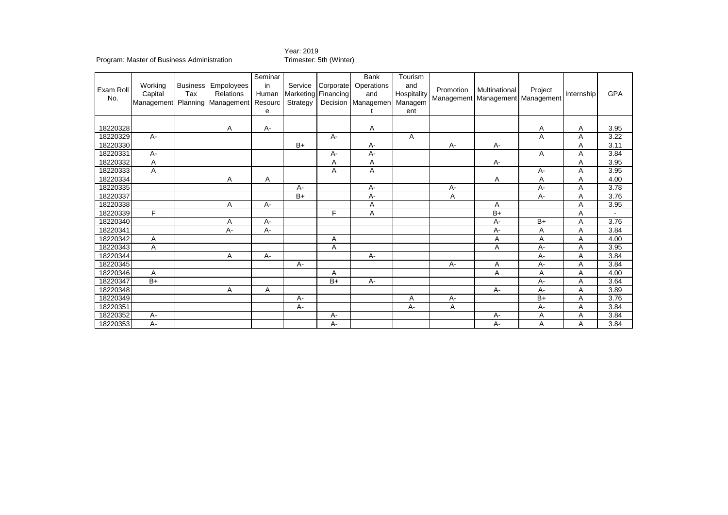Program: Master of Business Administration

Year: 2019
Trimester: 5th (Winter)

| Exam Roll No. | Working Capital Management | Business Tax Planning | Empoloyees Relations Management | Seminar in Human Resource | Service Marketing Strategy | Corporate Financing Decision | Bank Operations and Management | Tourism and Hospitality Management | Promotion Management | Multinational Management | Project Management | Internship | GPA |
|---|---|---|---|---|---|---|---|---|---|---|---|---|---|
| | | | | | | | | | | | | | |
| 18220328 | | | A | A- | | | A | | | | A | A | 3.95 |
| 18220329 | A- | | | | | A- | | A | | | A | A | 3.22 |
| 18220330 | | | | | B+ | | A- | | A- | A- | | A | 3.11 |
| 18220331 | A- | | | | | A- | A- | | | | A | A | 3.84 |
| 18220332 | A | | | | | A | A | | | A- | | A | 3.95 |
| 18220333 | A | | | | | A | A | | | | A- | A | 3.95 |
| 18220334 | | | A | A | | | | | | A | A | A | 4.00 |
| 18220335 | | | | | A- | | A- | | A- | | A- | A | 3.78 |
| 18220337 | | | | | B+ | | A- | | A | | A- | A | 3.76 |
| 18220338 | | | A | A- | | | A | | | A | | A | 3.95 |
| 18220339 | F | | | | | F | A | | | B+ | | A | - |
| 18220340 | | | A | A- | | | | | | A- | B+ | A | 3.76 |
| 18220341 | | | A- | A- | | | | | | A- | A | A | 3.84 |
| 18220342 | A | | | | | A | | | | A | A | A | 4.00 |
| 18220343 | A | | | | | A | | | | A | A- | A | 3.95 |
| 18220344 | | | A | A- | | | A- | | | | A- | A | 3.84 |
| 18220345 | | | | | A- | | | | A- | A | A- | A | 3.84 |
| 18220346 | A | | | | | A | | | | A | A | A | 4.00 |
| 18220347 | B+ | | | | | B+ | A- | | | | A- | A | 3.64 |
| 18220348 | | | A | A | | | | | | A- | A- | A | 3.89 |
| 18220349 | | | | | A- | | | A | A- | | B+ | A | 3.76 |
| 18220351 | | | | | A- | | | A- | A | | A- | A | 3.84 |
| 18220352 | A- | | | | | A- | | | | A- | A | A | 3.84 |
| 18220353 | A- | | | | | A- | | | | A- | A | A | 3.84 |